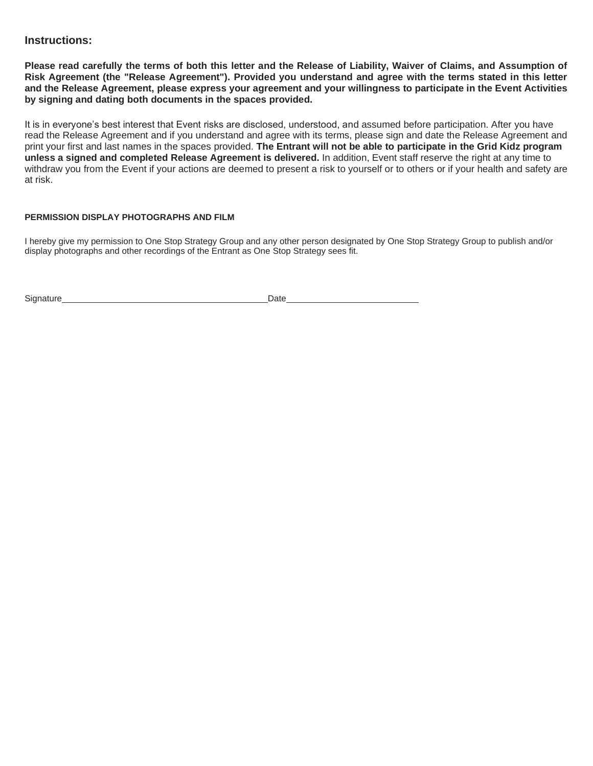## Instructions:

**Please read carefully the terms of both this letter and the Release of Liability, Waiver of Claims, and Assumption of Risk Agreement (the "Release Agreement"). Provided you understand and agree with the terms stated in this letter and the Release Agreement, please express your agreement and your willingness to participate in the Event Activities by signing and dating both documents in the spaces provided.**

It is in everyone's best interest that Event risks are disclosed, understood, and assumed before participation. After you have read the Release Agreement and if you understand and agree with its terms, please sign and date the Release Agreement and print your first and last names in the spaces provided. **The Entrant will not be able to participate in the Grid Kidz program unless a signed and completed Release Agreement is delivered.** In addition, Event staff reserve the right at any time to withdraw you from the Event if your actions are deemed to present a risk to yourself or to others or if your health and safety are at risk.

**PERMISSION DISPLAY PHOTOGRAPHS AND FILM**

I hereby give my permission to One Stop Strategy Group and any other person designated by One Stop Strategy Group to publish and/or display photographs and other recordings of the Entrant as One Stop Strategy sees fit.

Signature\_\_\_\_\_\_\_\_\_\_\_\_\_\_\_\_\_\_\_\_\_\_\_\_\_\_\_\_\_\_\_\_\_\_\_\_\_\_\_\_ Date\_\_\_\_\_\_\_\_\_\_\_\_\_\_\_\_\_\_\_\_\_\_\_\_\_\_\_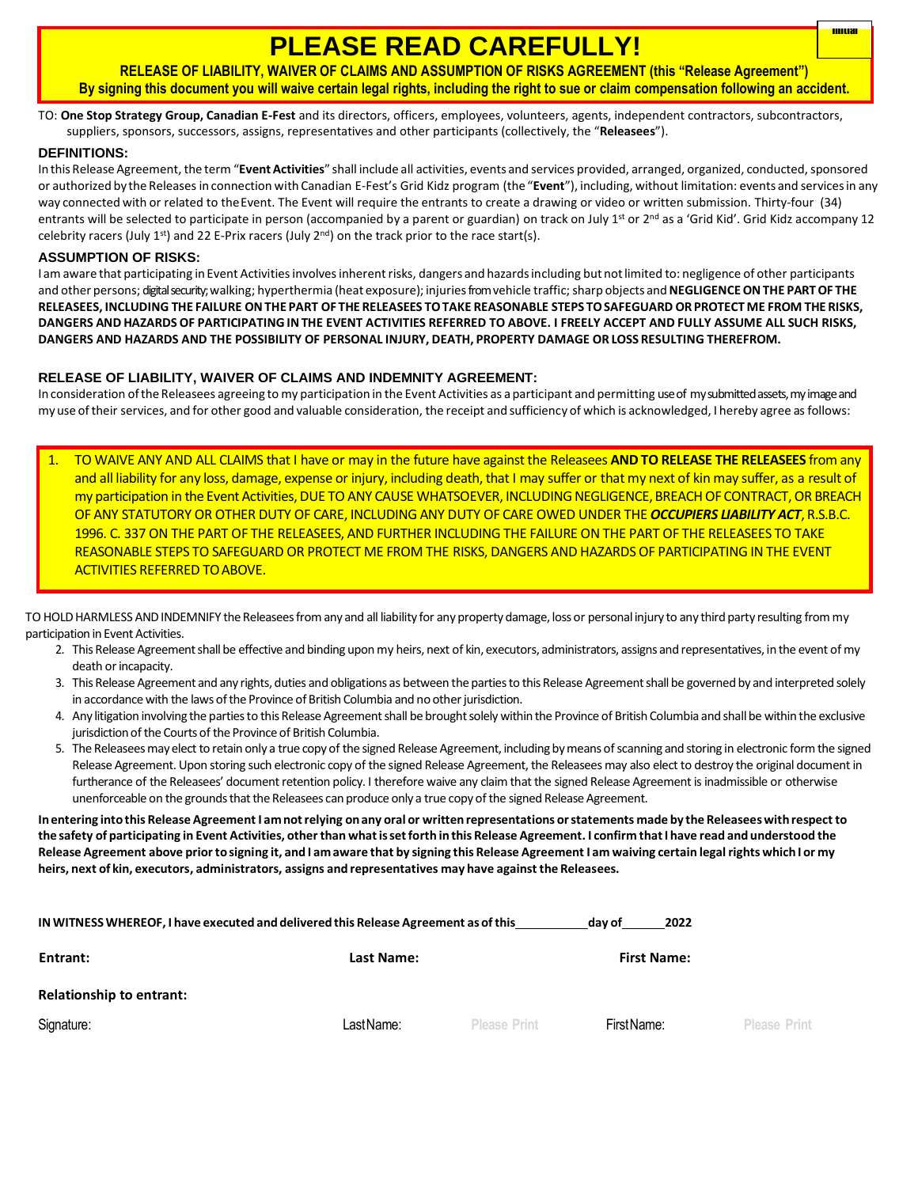Initial

# PLEASE READ CAREFULLY!

**RELEASE OF LIABILITY, WAIVER OF CLAIMS AND ASSUMPTION OF RISKS AGREEMENT (this "Release Agreement")**

**By signing this document you will waive certain legal rights, including the right to sue or claim compensation following an accident.**

TO: **One Stop Strategy Group, Canadian E-Fest** and its directors, officers, employees, volunteers, agents, independent contractors, subcontractors, suppliers, sponsors, successors, assigns, representatives and other participants (collectively, the "**Releasees**").

## DEFINITIONS:

In this Release Agreement, the term "**Event Activities**" shall include all activities, events and services provided, arranged, organized, conducted, sponsored or authorized by the Releases in connection with Canadian E-Fest's Grid Kidz program (the "**Event**"), including, without limitation: events and services in any way connected with or related to the Event. The Event will require the entrants to create a drawing or video or written submission. Thirty-four (34) entrants will be selected to participate in person (accompanied by a parent or guardian) on track on July 1st or 2nd as a 'Grid Kid'. Grid Kidz accompany 12 celebrity racers (July 1st) and 22 E-Prix racers (July 2nd) on the track prior to the race start(s).

## ASSUMPTION OF RISKS:

I am aware that participating in Event Activities involves inherent risks, dangers and hazards including but not limited to: negligence of other participants and other persons; digital security; walking; hyperthermia (heat exposure); injuries from vehicle traffic; sharp objects and **NEGLIGENCE ON THE PART OF THE RELEASEES, INCLUDING THE FAILURE ON THE PART OF THE RELEASEES TO TAKE REASONABLE STEPS TO SAFEGUARD OR PROTECT ME FROM THE RISKS, DANGERS AND HAZARDS OF PARTICIPATING IN THE EVENT ACTIVITIES REFERRED TO ABOVE. I FREELY ACCEPT AND FULLY ASSUME ALL SUCH RISKS, DANGERS AND HAZARDS AND THE POSSIBILITY OF PERSONAL INJURY, DEATH, PROPERTY DAMAGE OR LOSS RESULTING THEREFROM.**

## RELEASE OF LIABILITY, WAIVER OF CLAIMS AND INDEMNITY AGREEMENT:

In consideration of the Releasees agreeing to my participation in the Event Activities as a participant and permitting use of my submitted assets, my image and my use of their services, and for other good and valuable consideration, the receipt and sufficiency of which is acknowledged, I hereby agree as follows:

1. TO WAIVE ANY AND ALL CLAIMS that I have or may in the future have against the Releasees **AND TO RELEASE THE RELEASEES** from any and all liability for any loss, damage, expense or injury, including death, that I may suffer or that my next of kin may suffer, as a result of my participation in the Event Activities, DUE TO ANY CAUSE WHATSOEVER, INCLUDING NEGLIGENCE, BREACH OF CONTRACT, OR BREACH OF ANY STATUTORY OR OTHER DUTY OF CARE, INCLUDING ANY DUTY OF CARE OWED UNDER THE ***OCCUPIERS LIABILITY ACT***, R.S.B.C. 1996. C. 337 ON THE PART OF THE RELEASEES, AND FURTHER INCLUDING THE FAILURE ON THE PART OF THE RELEASEES TO TAKE REASONABLE STEPS TO SAFEGUARD OR PROTECT ME FROM THE RISKS, DANGERS AND HAZARDS OF PARTICIPATING IN THE EVENT ACTIVITIES REFERRED TO ABOVE.

TO HOLD HARMLESS AND INDEMNIFY the Releasees from any and all liability for any property damage, loss or personal injury to any third party resulting from my participation in Event Activities.

2. This Release Agreement shall be effective and binding upon my heirs, next of kin, executors, administrators, assigns and representatives, in the event of my death or incapacity.
3. This Release Agreement and any rights, duties and obligations as between the parties to this Release Agreement shall be governed by and interpreted solely in accordance with the laws of the Province of British Columbia and no other jurisdiction.
4. Any litigation involving the parties to this Release Agreement shall be brought solely within the Province of British Columbia and shall be within the exclusive jurisdiction of the Courts of the Province of British Columbia.
5. The Releasees may elect to retain only a true copy of the signed Release Agreement, including by means of scanning and storing in electronic form the signed Release Agreement. Upon storing such electronic copy of the signed Release Agreement, the Releasees may also elect to destroy the original document in furtherance of the Releasees' document retention policy. I therefore waive any claim that the signed Release Agreement is inadmissible or otherwise unenforceable on the grounds that the Releasees can produce only a true copy of the signed Release Agreement.

**In entering into this Release Agreement I am not relying on any oral or written representations or statements made by the Releasees with respect to the safety of participating in Event Activities, other than what is set forth in this Release Agreement. I confirm that I have read and understood the Release Agreement above prior to signing it, and I am aware that by signing this Release Agreement I am waiving certain legal rights which I or my heirs, next of kin, executors, administrators, assigns and representatives may have against the Releasees.**

**IN WITNESS WHEREOF, I have executed and delivered this Release Agreement as of this\_\_\_\_\_\_\_\_\_\_day of\_\_\_\_\_\_2022**

**Entrant:** **Last Name:** **First Name:**

**Relationship to entrant:**

Signature: Last Name: Please Print First Name: Please Print